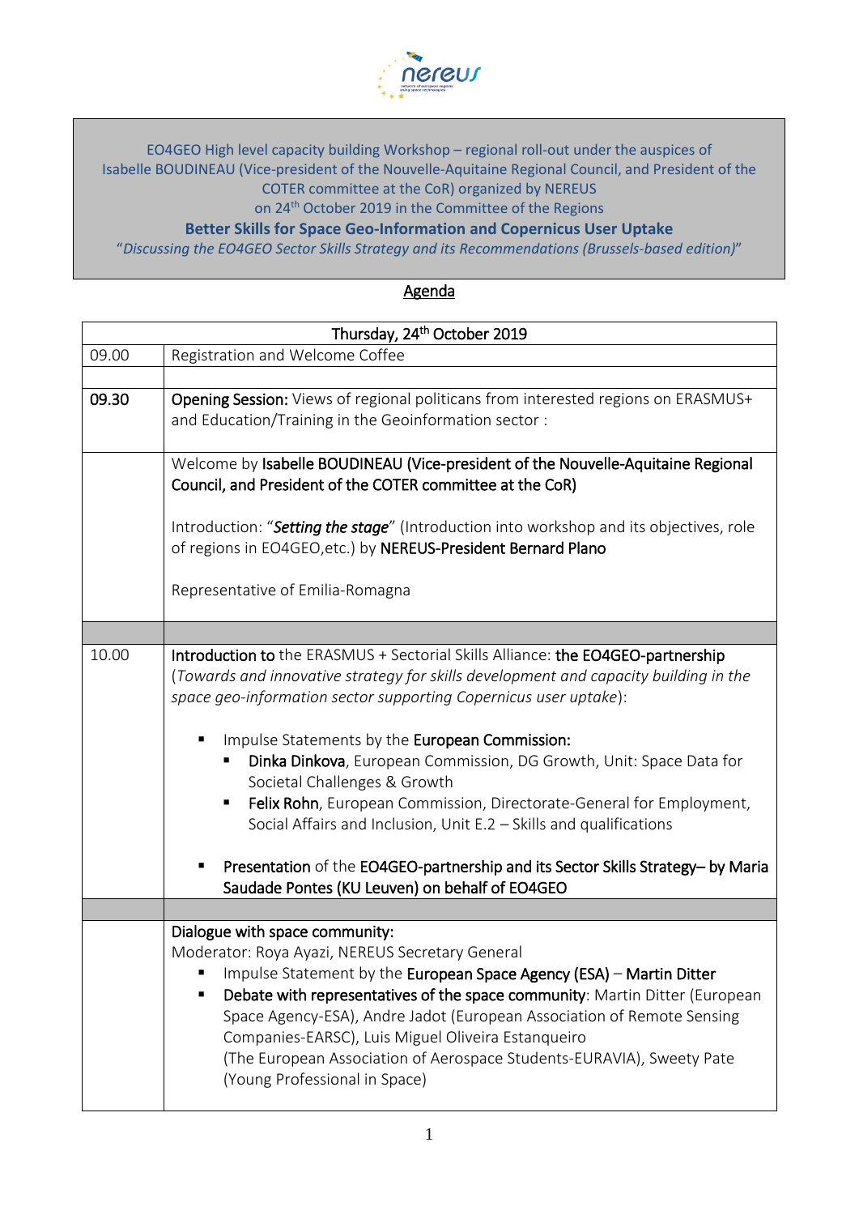EO4GEO High level capacity building Workshop – regional roll-out under the auspices of Isabelle BOUDINEAU (Vice-president of the Nouvelle-Aquitaine Regional Council, and President of the COTER committee at the CoR) organized by NEREUS on 24th October 2019 in the Committee of the Regions

**Better Skills for Space Geo-Information and Copernicus User Uptake**

"*Discussing the EO4GEO Sector Skills Strategy and its Recommendations (Brussels-based edition)*"

## Agenda

| Thursday, 24th October 2019 | |
|---|---|
| 09.00 | Registration and Welcome Coffee |
| | |
| **09.30** | **Opening Session:** Views of regional politicans from interested regions on ERASMUS+ and Education/Training in the Geoinformation sector : |
| | Welcome by **Isabelle BOUDINEAU (Vice-president of the Nouvelle-Aquitaine Regional Council, and President of the COTER committee at the CoR)**<br><br>Introduction: "***Setting the stage***" (Introduction into workshop and its objectives, role of regions in EO4GEO,etc.) by **NEREUS-President Bernard Plano**<br><br>Representative of Emilia-Romagna |
| | |
| 10.00 | **Introduction to** the ERASMUS + Sectorial Skills Alliance: **the EO4GEO-partnership** (*Towards and innovative strategy for skills development and capacity building in the space geo-information sector supporting Copernicus user uptake*):<br><br>▪ Impulse Statements by the **European Commission:**<br>&nbsp;&nbsp;▪ **Dinka Dinkova**, European Commission, DG Growth, Unit: Space Data for Societal Challenges & Growth<br>&nbsp;&nbsp;▪ **Felix Rohn**, European Commission, Directorate-General for Employment, Social Affairs and Inclusion, Unit E.2 – Skills and qualifications<br><br>▪ **Presentation** of the **EO4GEO-partnership and its Sector Skills Strategy– by Maria Saudade Pontes (KU Leuven) on behalf of EO4GEO** |
| | |
| | **Dialogue with space community:**<br>Moderator: Roya Ayazi, NEREUS Secretary General<br>▪ Impulse Statement by the **European Space Agency (ESA)** – **Martin Ditter**<br>▪ **Debate with representatives of the space community**: Martin Ditter (European Space Agency-ESA), Andre Jadot (European Association of Remote Sensing Companies-EARSC), Luis Miguel Oliveira Estanqueiro (The European Association of Aerospace Students-EURAVIA), Sweety Pate (Young Professional in Space) |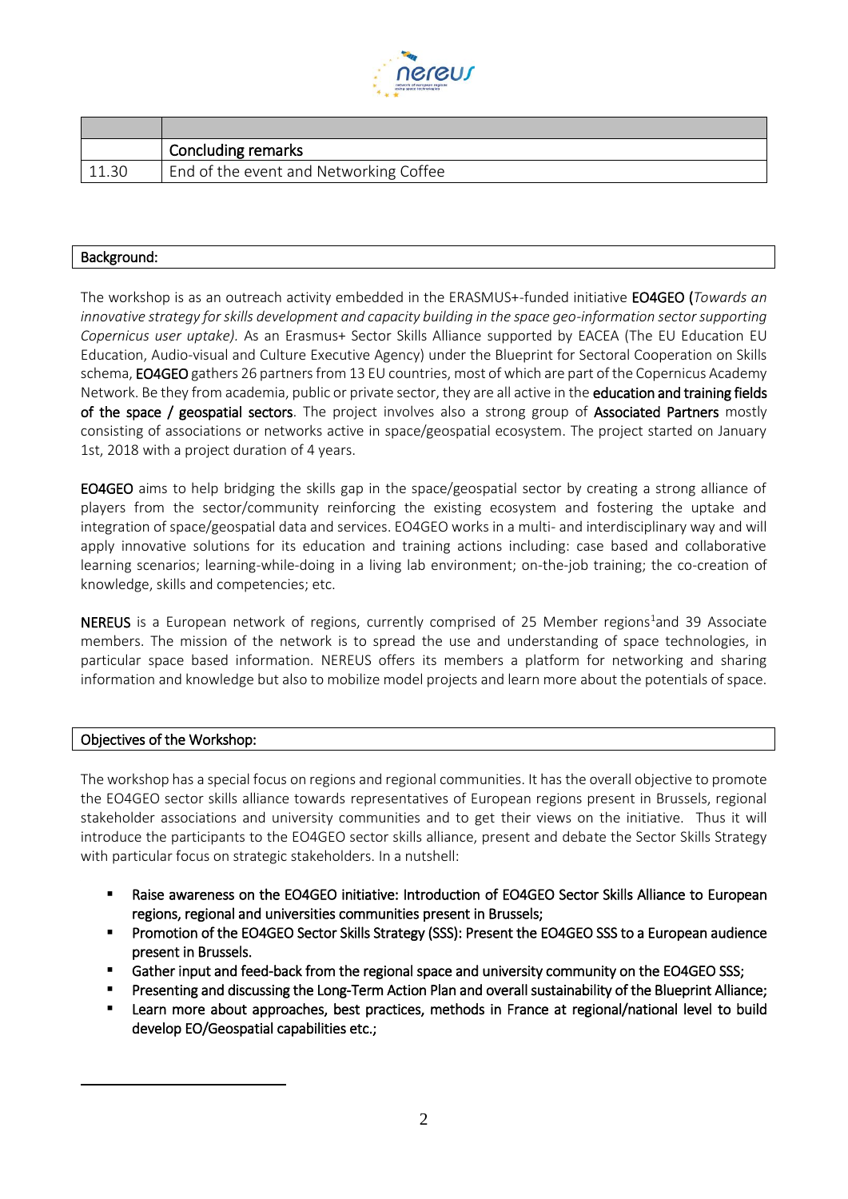| | |
|---|---|
| | Concluding remarks |
| 11.30 | End of the event and Networking Coffee |

**Background:**

The workshop is as an outreach activity embedded in the ERASMUS+-funded initiative **EO4GEO** (*Towards an innovative strategy for skills development and capacity building in the space geo-information sector supporting Copernicus user uptake).* As an Erasmus+ Sector Skills Alliance supported by EACEA (The EU Education EU Education, Audio-visual and Culture Executive Agency) under the Blueprint for Sectoral Cooperation on Skills schema, **EO4GEO** gathers 26 partners from 13 EU countries, most of which are part of the Copernicus Academy Network. Be they from academia, public or private sector, they are all active in the **education and training fields of the space / geospatial sectors**. The project involves also a strong group of **Associated Partners** mostly consisting of associations or networks active in space/geospatial ecosystem. The project started on January 1st, 2018 with a project duration of 4 years.

**EO4GEO** aims to help bridging the skills gap in the space/geospatial sector by creating a strong alliance of players from the sector/community reinforcing the existing ecosystem and fostering the uptake and integration of space/geospatial data and services. EO4GEO works in a multi- and interdisciplinary way and will apply innovative solutions for its education and training actions including: case based and collaborative learning scenarios; learning-while-doing in a living lab environment; on-the-job training; the co-creation of knowledge, skills and competencies; etc.

**NEREUS** is a European network of regions, currently comprised of 25 Member regions[1]and 39 Associate members. The mission of the network is to spread the use and understanding of space technologies, in particular space based information. NEREUS offers its members a platform for networking and sharing information and knowledge but also to mobilize model projects and learn more about the potentials of space.

**Objectives of the Workshop:**

The workshop has a special focus on regions and regional communities. It has the overall objective to promote the EO4GEO sector skills alliance towards representatives of European regions present in Brussels, regional stakeholder associations and university communities and to get their views on the initiative. Thus it will introduce the participants to the EO4GEO sector skills alliance, present and debate the Sector Skills Strategy with particular focus on strategic stakeholders. In a nutshell:

- **Raise awareness on the EO4GEO initiative: Introduction of EO4GEO Sector Skills Alliance to European regions, regional and universities communities present in Brussels;**
- **Promotion of the EO4GEO Sector Skills Strategy (SSS): Present the EO4GEO SSS to a European audience present in Brussels.**
- **Gather input and feed-back from the regional space and university community on the EO4GEO SSS;**
- **Presenting and discussing the Long-Term Action Plan and overall sustainability of the Blueprint Alliance;**
- **Learn more about approaches, best practices, methods in France at regional/national level to build develop EO/Geospatial capabilities etc.;**